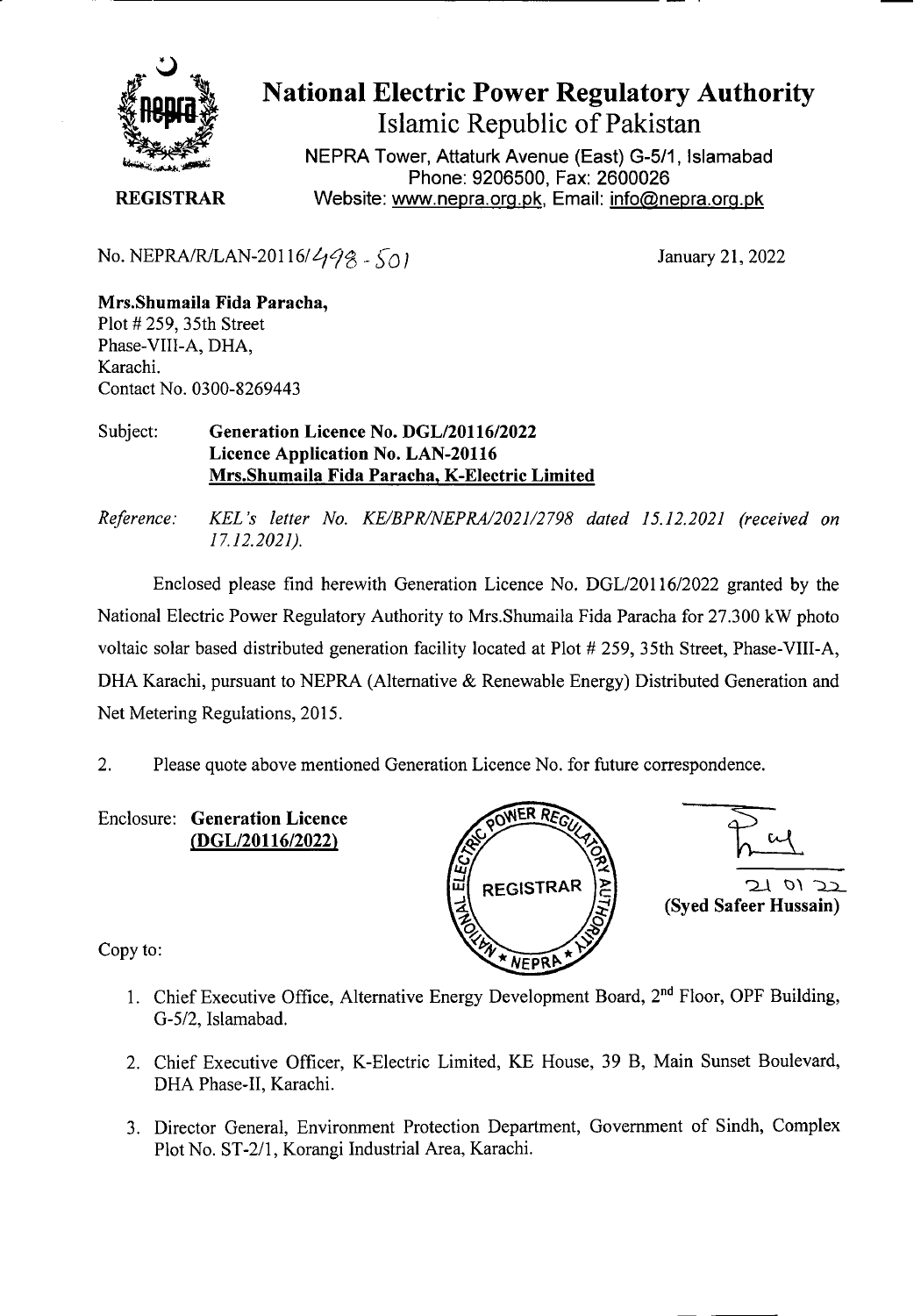# National Electric Power Regulatory Authority

## Islamic Republic of Pakistan

NEPRA Tower, Attaturk Avenue (East) G-5/1, Islamabad
Phone: 9206500, Fax: 2600026
Website: www.nepra.org.pk, Email: info@nepra.org.pk

**REGISTRAR**

No. NEPRA/R/LAN-20116/498 - 501

January 21, 2022

**Mrs.Shumaila Fida Paracha,**
Plot # 259, 35th Street
Phase-VIII-A, DHA,
Karachi.
Contact No. 0300-8269443

Subject: **Generation Licence No. DGL/20116/2022**
**Licence Application No. LAN-20116**
**Mrs.Shumaila Fida Paracha, K-Electric Limited**

*Reference: KEL's letter No. KE/BPR/NEPRA/2021/2798 dated 15.12.2021 (received on 17.12.2021).*

Enclosed please find herewith Generation Licence No. DGL/20116/2022 granted by the National Electric Power Regulatory Authority to Mrs.Shumaila Fida Paracha for 27.300 kW photo voltaic solar based distributed generation facility located at Plot # 259, 35th Street, Phase-VIII-A, DHA Karachi, pursuant to NEPRA (Alternative & Renewable Energy) Distributed Generation and Net Metering Regulations, 2015.

2. Please quote above mentioned Generation Licence No. for future correspondence.

Enclosure: **Generation Licence (DGL/20116/2022)**

21 01 22
**(Syed Safeer Hussain)**

Copy to:

1. Chief Executive Office, Alternative Energy Development Board, 2nd Floor, OPF Building, G-5/2, Islamabad.
2. Chief Executive Officer, K-Electric Limited, KE House, 39 B, Main Sunset Boulevard, DHA Phase-II, Karachi.
3. Director General, Environment Protection Department, Government of Sindh, Complex Plot No. ST-2/1, Korangi Industrial Area, Karachi.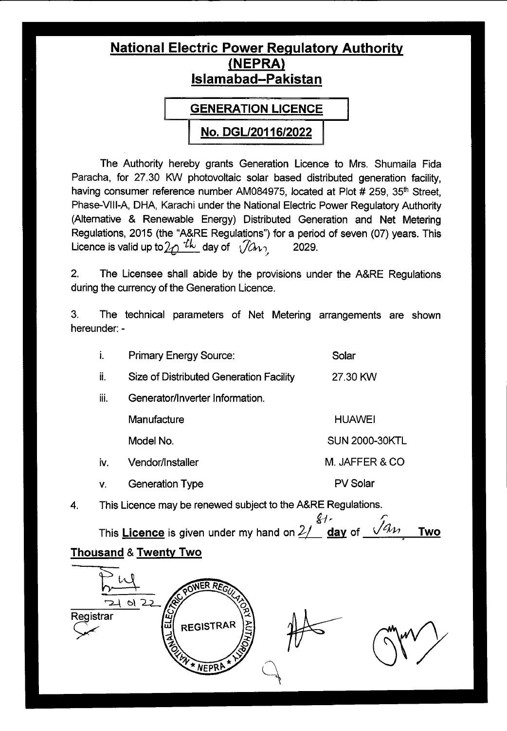# National Electric Power Regulatory Authority (NEPRA) Islamabad–Pakistan

## GENERATION LICENCE

## No. DGL/20116/2022

The Authority hereby grants Generation Licence to Mrs. Shumaila Fida Paracha, for 27.30 KW photovoltaic solar based distributed generation facility, having consumer reference number AM084975, located at Plot # 259, 35th Street, Phase-VIII-A, DHA, Karachi under the National Electric Power Regulatory Authority (Alternative & Renewable Energy) Distributed Generation and Net Metering Regulations, 2015 (the "A&RE Regulations") for a period of seven (07) years. This Licence is valid up to 20 th day of Jan, 2029.

2. The Licensee shall abide by the provisions under the A&RE Regulations during the currency of the Generation Licence.

3. The technical parameters of Net Metering arrangements are shown hereunder: -

| | | |
|---|---|---|
| i. | Primary Energy Source: | Solar |
| ii. | Size of Distributed Generation Facility | 27.30 KW |
| iii. | Generator/Inverter Information. | |
| | Manufacture | HUAWEI |
| | Model No. | SUN 2000-30KTL |
| iv. | Vendor/Installer | M. JAFFER & CO |
| v. | Generation Type | PV Solar |

4. This Licence may be renewed subject to the A&RE Regulations.

This **Licence** is given under my hand on 21st **day** of Jan **Two Thousand** & **Twenty Two**

21 01 22
Registrar

REGISTRAR
NATIONAL ELECTRIC POWER REGULATORY AUTHORITY
NEPRA